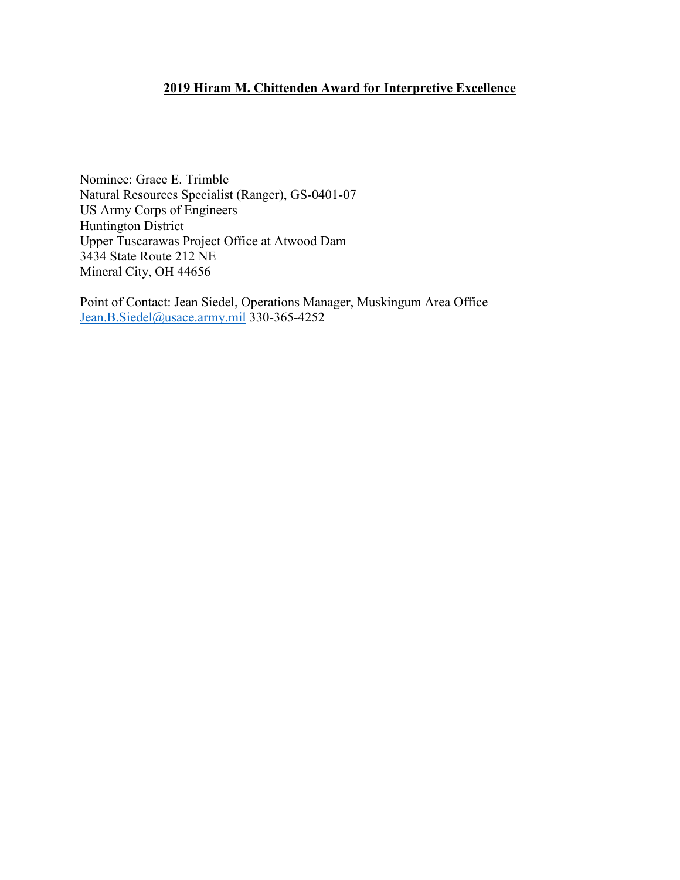**2019 Hiram M. Chittenden Award for Interpretive Excellence**

Nominee: Grace E. Trimble
Natural Resources Specialist (Ranger), GS-0401-07
US Army Corps of Engineers
Huntington District
Upper Tuscarawas Project Office at Atwood Dam
3434 State Route 212 NE
Mineral City, OH 44656

Point of Contact: Jean Siedel, Operations Manager, Muskingum Area Office
Jean.B.Siedel@usace.army.mil 330-365-4252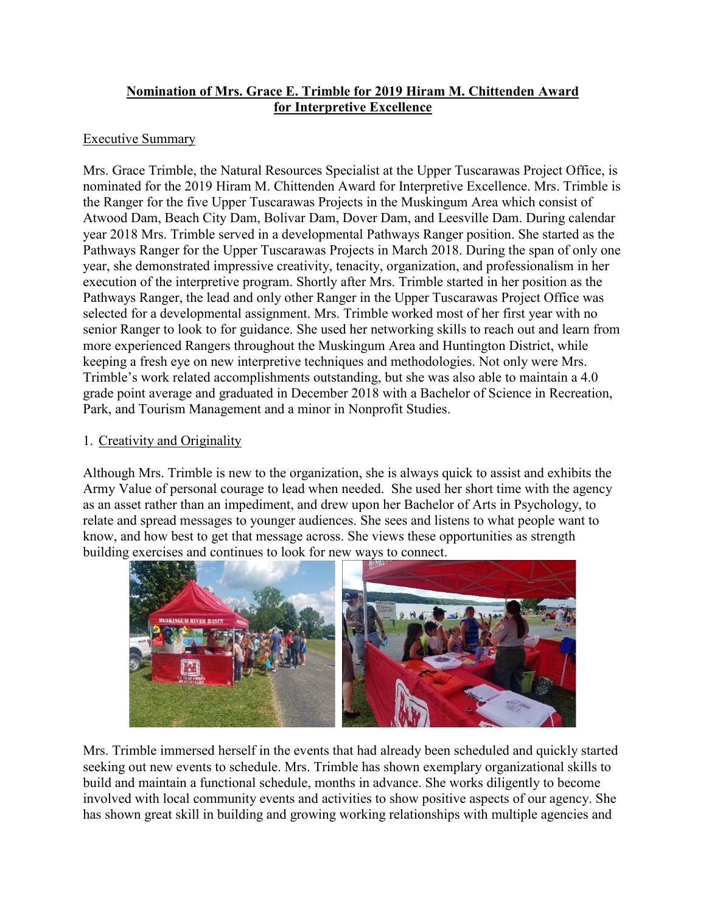**Nomination of Mrs. Grace E. Trimble for 2019 Hiram M. Chittenden Award for Interpretive Excellence**

Executive Summary

Mrs. Grace Trimble, the Natural Resources Specialist at the Upper Tuscarawas Project Office, is nominated for the 2019 Hiram M. Chittenden Award for Interpretive Excellence. Mrs. Trimble is the Ranger for the five Upper Tuscarawas Projects in the Muskingum Area which consist of Atwood Dam, Beach City Dam, Bolivar Dam, Dover Dam, and Leesville Dam. During calendar year 2018 Mrs. Trimble served in a developmental Pathways Ranger position. She started as the Pathways Ranger for the Upper Tuscarawas Projects in March 2018. During the span of only one year, she demonstrated impressive creativity, tenacity, organization, and professionalism in her execution of the interpretive program. Shortly after Mrs. Trimble started in her position as the Pathways Ranger, the lead and only other Ranger in the Upper Tuscarawas Project Office was selected for a developmental assignment. Mrs. Trimble worked most of her first year with no senior Ranger to look to for guidance. She used her networking skills to reach out and learn from more experienced Rangers throughout the Muskingum Area and Huntington District, while keeping a fresh eye on new interpretive techniques and methodologies. Not only were Mrs. Trimble's work related accomplishments outstanding, but she was also able to maintain a 4.0 grade point average and graduated in December 2018 with a Bachelor of Science in Recreation, Park, and Tourism Management and a minor in Nonprofit Studies.

1. Creativity and Originality

Although Mrs. Trimble is new to the organization, she is always quick to assist and exhibits the Army Value of personal courage to lead when needed. She used her short time with the agency as an asset rather than an impediment, and drew upon her Bachelor of Arts in Psychology, to relate and spread messages to younger audiences. She sees and listens to what people want to know, and how best to get that message across. She views these opportunities as strength building exercises and continues to look for new ways to connect.

Mrs. Trimble immersed herself in the events that had already been scheduled and quickly started seeking out new events to schedule. Mrs. Trimble has shown exemplary organizational skills to build and maintain a functional schedule, months in advance. She works diligently to become involved with local community events and activities to show positive aspects of our agency. She has shown great skill in building and growing working relationships with multiple agencies and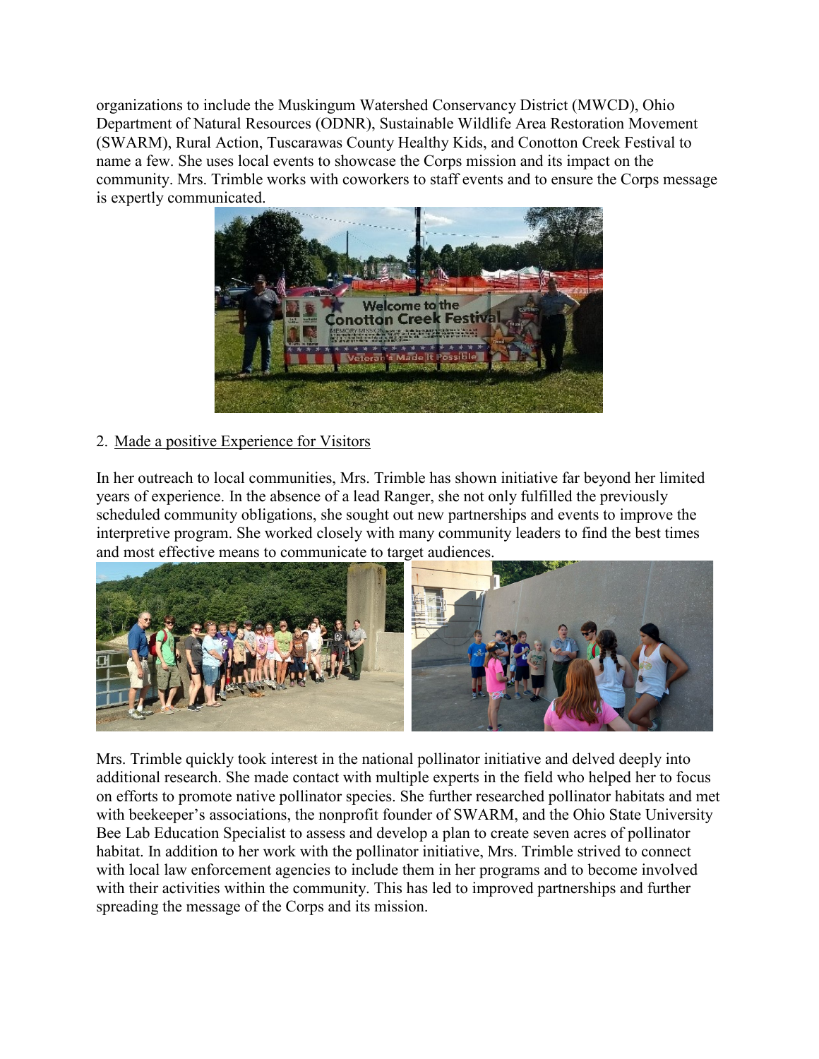organizations to include the Muskingum Watershed Conservancy District (MWCD), Ohio Department of Natural Resources (ODNR), Sustainable Wildlife Area Restoration Movement (SWARM), Rural Action, Tuscarawas County Healthy Kids, and Conotton Creek Festival to name a few. She uses local events to showcase the Corps mission and its impact on the community. Mrs. Trimble works with coworkers to staff events and to ensure the Corps message is expertly communicated.

2. Made a positive Experience for Visitors

In her outreach to local communities, Mrs. Trimble has shown initiative far beyond her limited years of experience. In the absence of a lead Ranger, she not only fulfilled the previously scheduled community obligations, she sought out new partnerships and events to improve the interpretive program. She worked closely with many community leaders to find the best times and most effective means to communicate to target audiences.

Mrs. Trimble quickly took interest in the national pollinator initiative and delved deeply into additional research. She made contact with multiple experts in the field who helped her to focus on efforts to promote native pollinator species. She further researched pollinator habitats and met with beekeeper's associations, the nonprofit founder of SWARM, and the Ohio State University Bee Lab Education Specialist to assess and develop a plan to create seven acres of pollinator habitat. In addition to her work with the pollinator initiative, Mrs. Trimble strived to connect with local law enforcement agencies to include them in her programs and to become involved with their activities within the community. This has led to improved partnerships and further spreading the message of the Corps and its mission.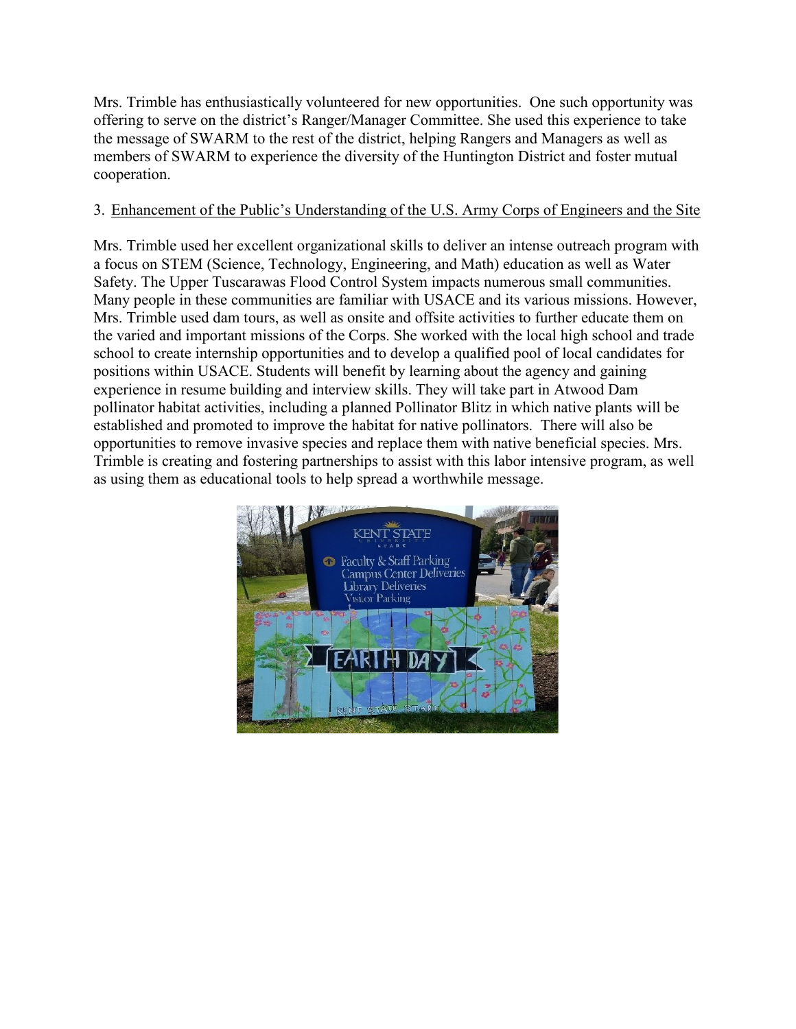Mrs. Trimble has enthusiastically volunteered for new opportunities. One such opportunity was offering to serve on the district's Ranger/Manager Committee. She used this experience to take the message of SWARM to the rest of the district, helping Rangers and Managers as well as members of SWARM to experience the diversity of the Huntington District and foster mutual cooperation.

3. Enhancement of the Public's Understanding of the U.S. Army Corps of Engineers and the Site

Mrs. Trimble used her excellent organizational skills to deliver an intense outreach program with a focus on STEM (Science, Technology, Engineering, and Math) education as well as Water Safety. The Upper Tuscarawas Flood Control System impacts numerous small communities. Many people in these communities are familiar with USACE and its various missions. However, Mrs. Trimble used dam tours, as well as onsite and offsite activities to further educate them on the varied and important missions of the Corps. She worked with the local high school and trade school to create internship opportunities and to develop a qualified pool of local candidates for positions within USACE. Students will benefit by learning about the agency and gaining experience in resume building and interview skills. They will take part in Atwood Dam pollinator habitat activities, including a planned Pollinator Blitz in which native plants will be established and promoted to improve the habitat for native pollinators. There will also be opportunities to remove invasive species and replace them with native beneficial species. Mrs. Trimble is creating and fostering partnerships to assist with this labor intensive program, as well as using them as educational tools to help spread a worthwhile message.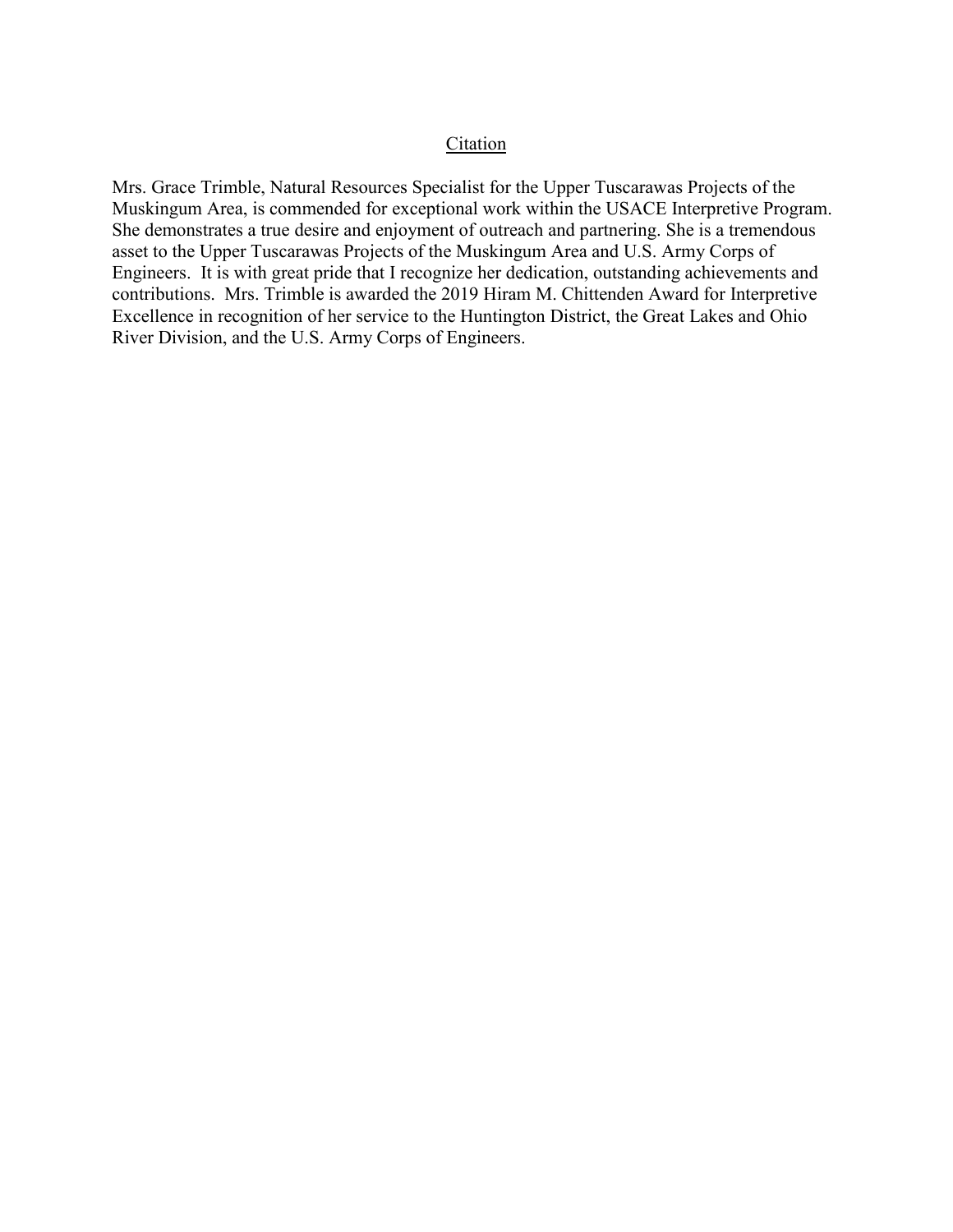## Citation

Mrs. Grace Trimble, Natural Resources Specialist for the Upper Tuscarawas Projects of the Muskingum Area, is commended for exceptional work within the USACE Interpretive Program. She demonstrates a true desire and enjoyment of outreach and partnering. She is a tremendous asset to the Upper Tuscarawas Projects of the Muskingum Area and U.S. Army Corps of Engineers. It is with great pride that I recognize her dedication, outstanding achievements and contributions. Mrs. Trimble is awarded the 2019 Hiram M. Chittenden Award for Interpretive Excellence in recognition of her service to the Huntington District, the Great Lakes and Ohio River Division, and the U.S. Army Corps of Engineers.